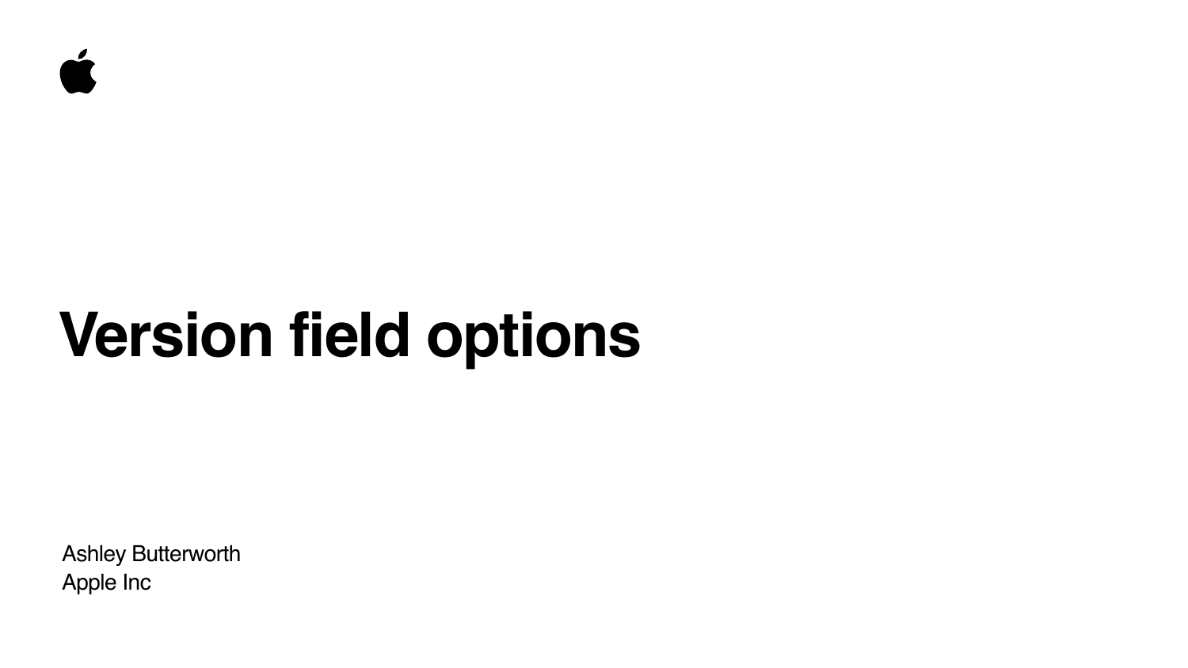# Version field options

Ashley Butterworth
Apple Inc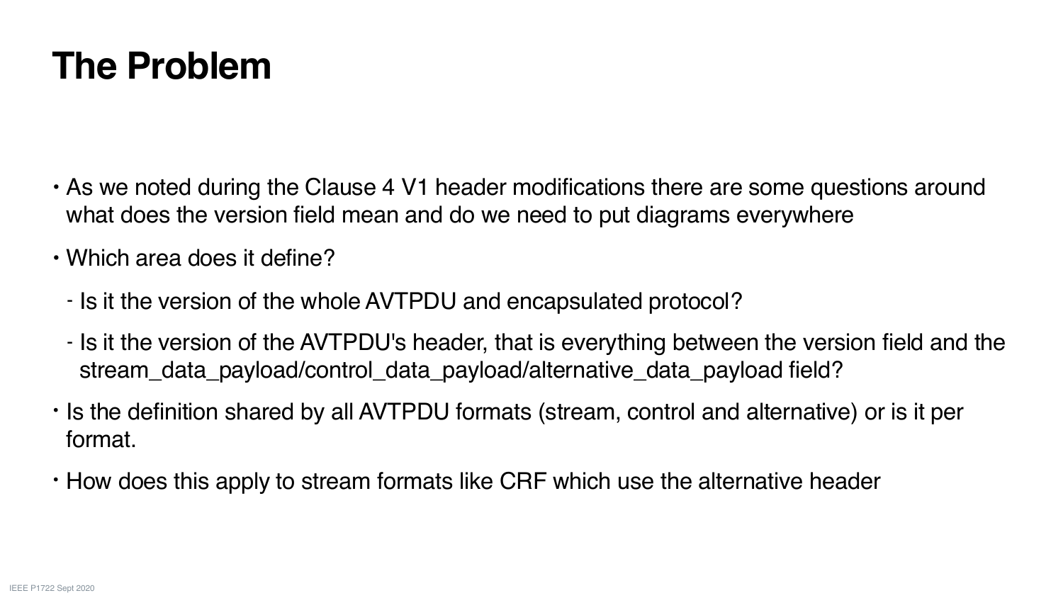# The Problem

- As we noted during the Clause 4 V1 header modifications there are some questions around what does the version field mean and do we need to put diagrams everywhere
- Which area does it define?
  - Is it the version of the whole AVTPDU and encapsulated protocol?
  - Is it the version of the AVTPDU's header, that is everything between the version field and the stream_data_payload/control_data_payload/alternative_data_payload field?
- Is the definition shared by all AVTPDU formats (stream, control and alternative) or is it per format.
- How does this apply to stream formats like CRF which use the alternative header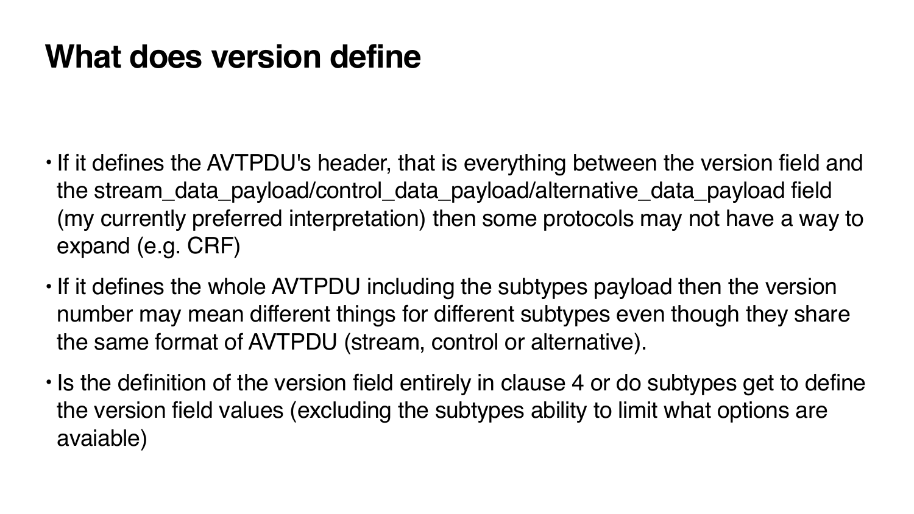# What does version define

- If it defines the AVTPDU's header, that is everything between the version field and the stream_data_payload/control_data_payload/alternative_data_payload field (my currently preferred interpretation) then some protocols may not have a way to expand (e.g. CRF)
- If it defines the whole AVTPDU including the subtypes payload then the version number may mean different things for different subtypes even though they share the same format of AVTPDU (stream, control or alternative).
- Is the definition of the version field entirely in clause 4 or do subtypes get to define the version field values (excluding the subtypes ability to limit what options are avaiable)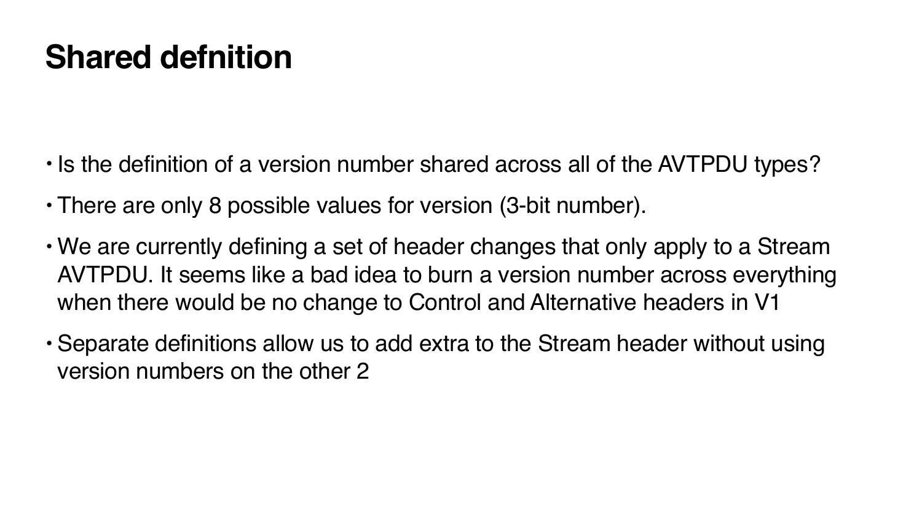# Shared defnition

- Is the definition of a version number shared across all of the AVTPDU types?
- There are only 8 possible values for version (3-bit number).
- We are currently defining a set of header changes that only apply to a Stream AVTPDU. It seems like a bad idea to burn a version number across everything when there would be no change to Control and Alternative headers in V1
- Separate definitions allow us to add extra to the Stream header without using version numbers on the other 2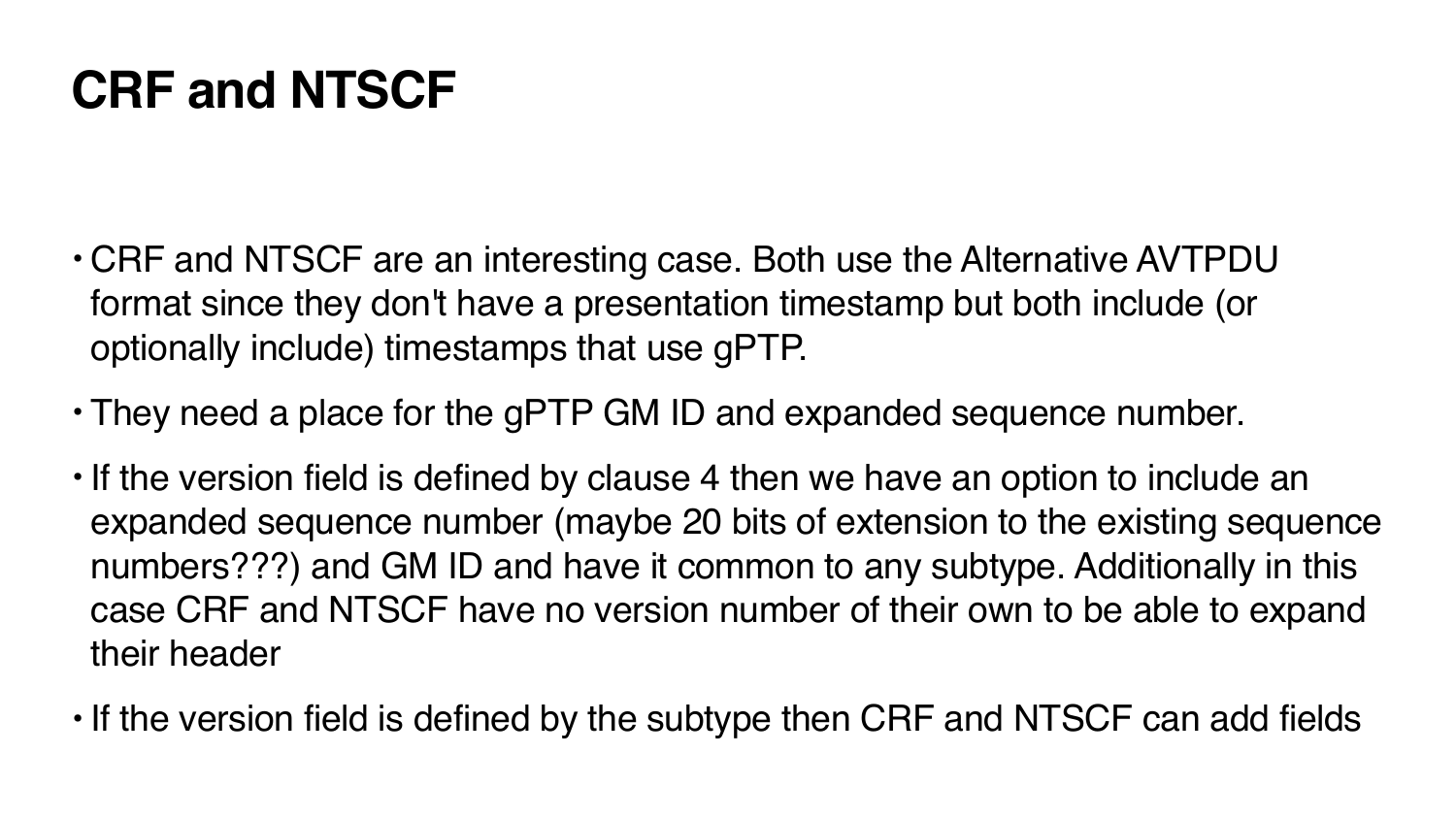# CRF and NTSCF

- CRF and NTSCF are an interesting case. Both use the Alternative AVTPDU format since they don't have a presentation timestamp but both include (or optionally include) timestamps that use gPTP.
- They need a place for the gPTP GM ID and expanded sequence number.
- If the version field is defined by clause 4 then we have an option to include an expanded sequence number (maybe 20 bits of extension to the existing sequence numbers???) and GM ID and have it common to any subtype. Additionally in this case CRF and NTSCF have no version number of their own to be able to expand their header
- If the version field is defined by the subtype then CRF and NTSCF can add fields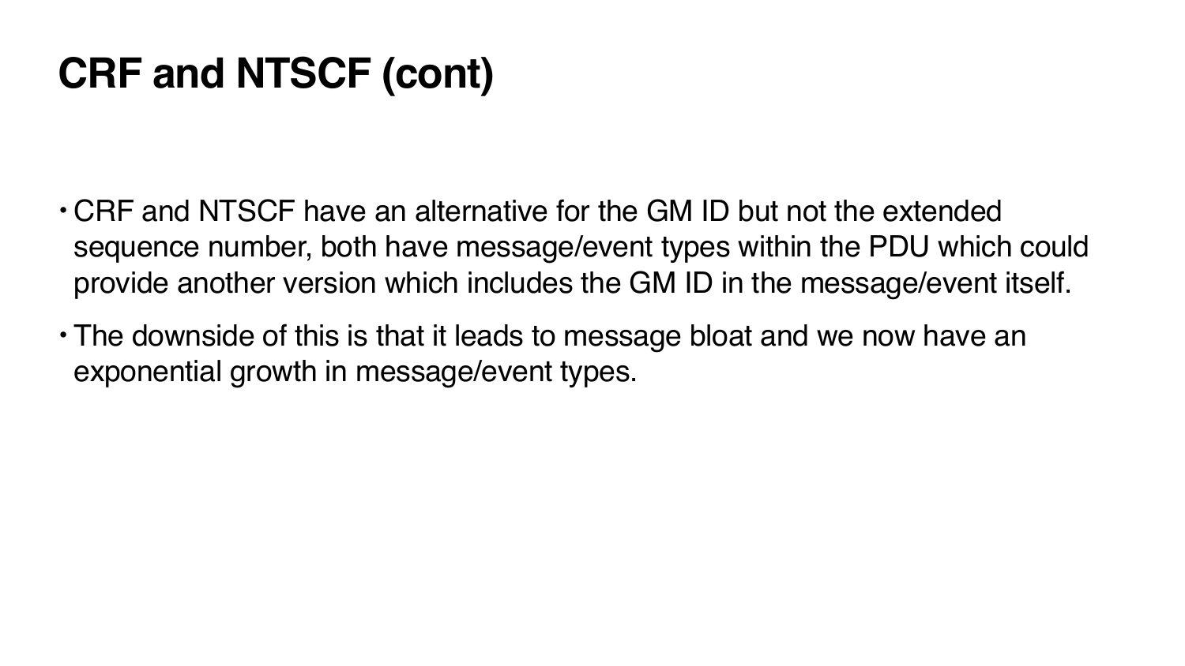# CRF and NTSCF (cont)

- CRF and NTSCF have an alternative for the GM ID but not the extended sequence number, both have message/event types within the PDU which could provide another version which includes the GM ID in the message/event itself.
- The downside of this is that it leads to message bloat and we now have an exponential growth in message/event types.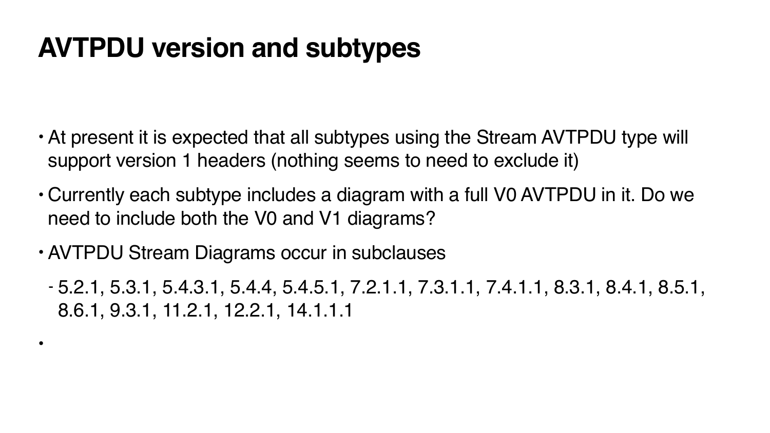# AVTPDU version and subtypes

- At present it is expected that all subtypes using the Stream AVTPDU type will support version 1 headers (nothing seems to need to exclude it)
- Currently each subtype includes a diagram with a full V0 AVTPDU in it. Do we need to include both the V0 and V1 diagrams?
- AVTPDU Stream Diagrams occur in subclauses
  - 5.2.1, 5.3.1, 5.4.3.1, 5.4.4, 5.4.5.1, 7.2.1.1, 7.3.1.1, 7.4.1.1, 8.3.1, 8.4.1, 8.5.1, 8.6.1, 9.3.1, 11.2.1, 12.2.1, 14.1.1.1